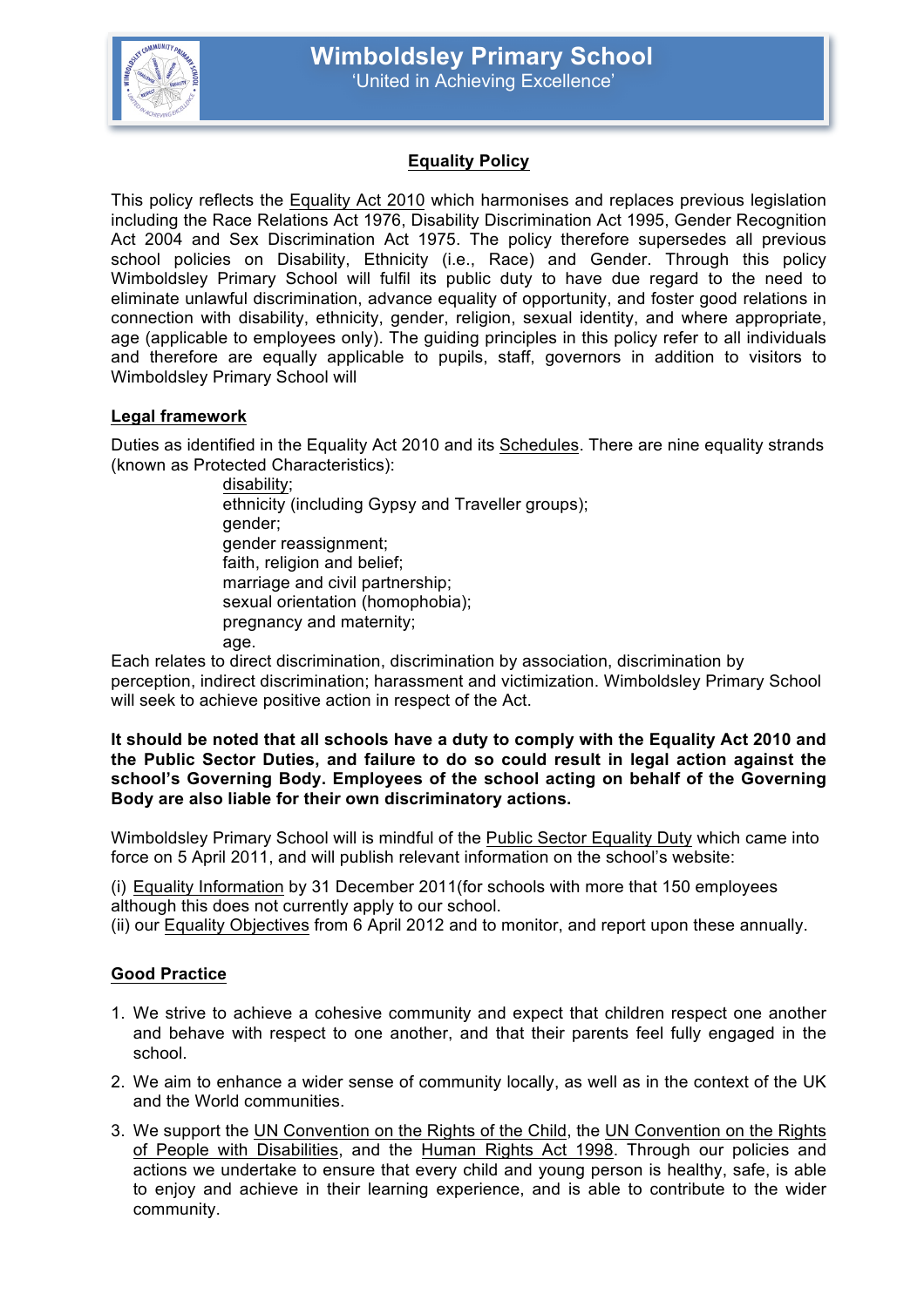# Wimboldsley Primary School

'United in Achieving Excellence'

## Equality Policy

This policy reflects the Equality Act 2010 which harmonises and replaces previous legislation including the Race Relations Act 1976, Disability Discrimination Act 1995, Gender Recognition Act 2004 and Sex Discrimination Act 1975. The policy therefore supersedes all previous school policies on Disability, Ethnicity (i.e., Race) and Gender. Through this policy Wimboldsley Primary School will fulfil its public duty to have due regard to the need to eliminate unlawful discrimination, advance equality of opportunity, and foster good relations in connection with disability, ethnicity, gender, religion, sexual identity, and where appropriate, age (applicable to employees only). The guiding principles in this policy refer to all individuals and therefore are equally applicable to pupils, staff, governors in addition to visitors to Wimboldsley Primary School will

### Legal framework

Duties as identified in the Equality Act 2010 and its Schedules. There are nine equality strands (known as Protected Characteristics):

- disability;
- ethnicity (including Gypsy and Traveller groups);
- gender;
- gender reassignment;
- faith, religion and belief;
- marriage and civil partnership;
- sexual orientation (homophobia);
- pregnancy and maternity;
- age.

Each relates to direct discrimination, discrimination by association, discrimination by perception, indirect discrimination; harassment and victimization. Wimboldsley Primary School will seek to achieve positive action in respect of the Act.

**It should be noted that all schools have a duty to comply with the Equality Act 2010 and the Public Sector Duties, and failure to do so could result in legal action against the school's Governing Body. Employees of the school acting on behalf of the Governing Body are also liable for their own discriminatory actions.**

Wimboldsley Primary School will is mindful of the Public Sector Equality Duty which came into force on 5 April 2011, and will publish relevant information on the school's website:

(i) Equality Information by 31 December 2011(for schools with more that 150 employees although this does not currently apply to our school.
(ii) our Equality Objectives from 6 April 2012 and to monitor, and report upon these annually.

### Good Practice

1. We strive to achieve a cohesive community and expect that children respect one another and behave with respect to one another, and that their parents feel fully engaged in the school.
2. We aim to enhance a wider sense of community locally, as well as in the context of the UK and the World communities.
3. We support the UN Convention on the Rights of the Child, the UN Convention on the Rights of People with Disabilities, and the Human Rights Act 1998. Through our policies and actions we undertake to ensure that every child and young person is healthy, safe, is able to enjoy and achieve in their learning experience, and is able to contribute to the wider community.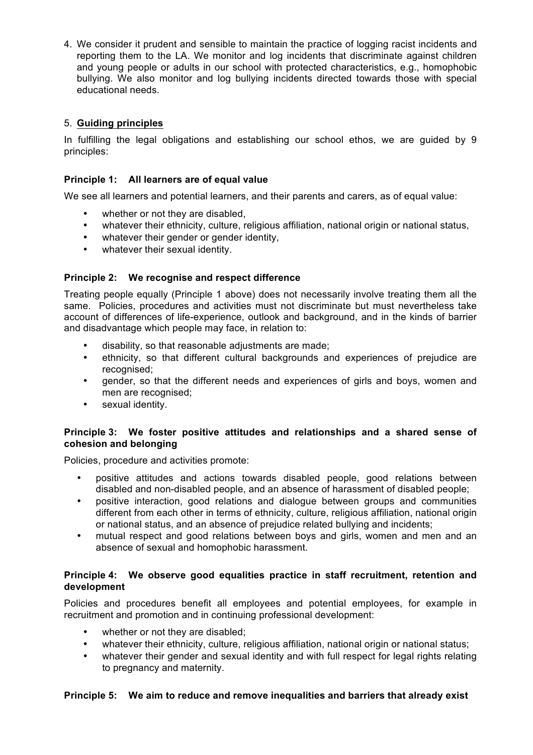4. We consider it prudent and sensible to maintain the practice of logging racist incidents and reporting them to the LA. We monitor and log incidents that discriminate against children and young people or adults in our school with protected characteristics, e.g., homophobic bullying. We also monitor and log bullying incidents directed towards those with special educational needs.

5. **Guiding principles**

In fulfilling the legal obligations and establishing our school ethos, we are guided by 9 principles:

**Principle 1: All learners are of equal value**

We see all learners and potential learners, and their parents and carers, as of equal value:

- whether or not they are disabled,
- whatever their ethnicity, culture, religious affiliation, national origin or national status,
- whatever their gender or gender identity,
- whatever their sexual identity.

**Principle 2: We recognise and respect difference**

Treating people equally (Principle 1 above) does not necessarily involve treating them all the same. Policies, procedures and activities must not discriminate but must nevertheless take account of differences of life-experience, outlook and background, and in the kinds of barrier and disadvantage which people may face, in relation to:

- disability, so that reasonable adjustments are made;
- ethnicity, so that different cultural backgrounds and experiences of prejudice are recognised;
- gender, so that the different needs and experiences of girls and boys, women and men are recognised;
- sexual identity.

**Principle 3: We foster positive attitudes and relationships and a shared sense of cohesion and belonging**

Policies, procedure and activities promote:

- positive attitudes and actions towards disabled people, good relations between disabled and non-disabled people, and an absence of harassment of disabled people;
- positive interaction, good relations and dialogue between groups and communities different from each other in terms of ethnicity, culture, religious affiliation, national origin or national status, and an absence of prejudice related bullying and incidents;
- mutual respect and good relations between boys and girls, women and men and an absence of sexual and homophobic harassment.

**Principle 4: We observe good equalities practice in staff recruitment, retention and development**

Policies and procedures benefit all employees and potential employees, for example in recruitment and promotion and in continuing professional development:

- whether or not they are disabled;
- whatever their ethnicity, culture, religious affiliation, national origin or national status;
- whatever their gender and sexual identity and with full respect for legal rights relating to pregnancy and maternity.

**Principle 5: We aim to reduce and remove inequalities and barriers that already exist**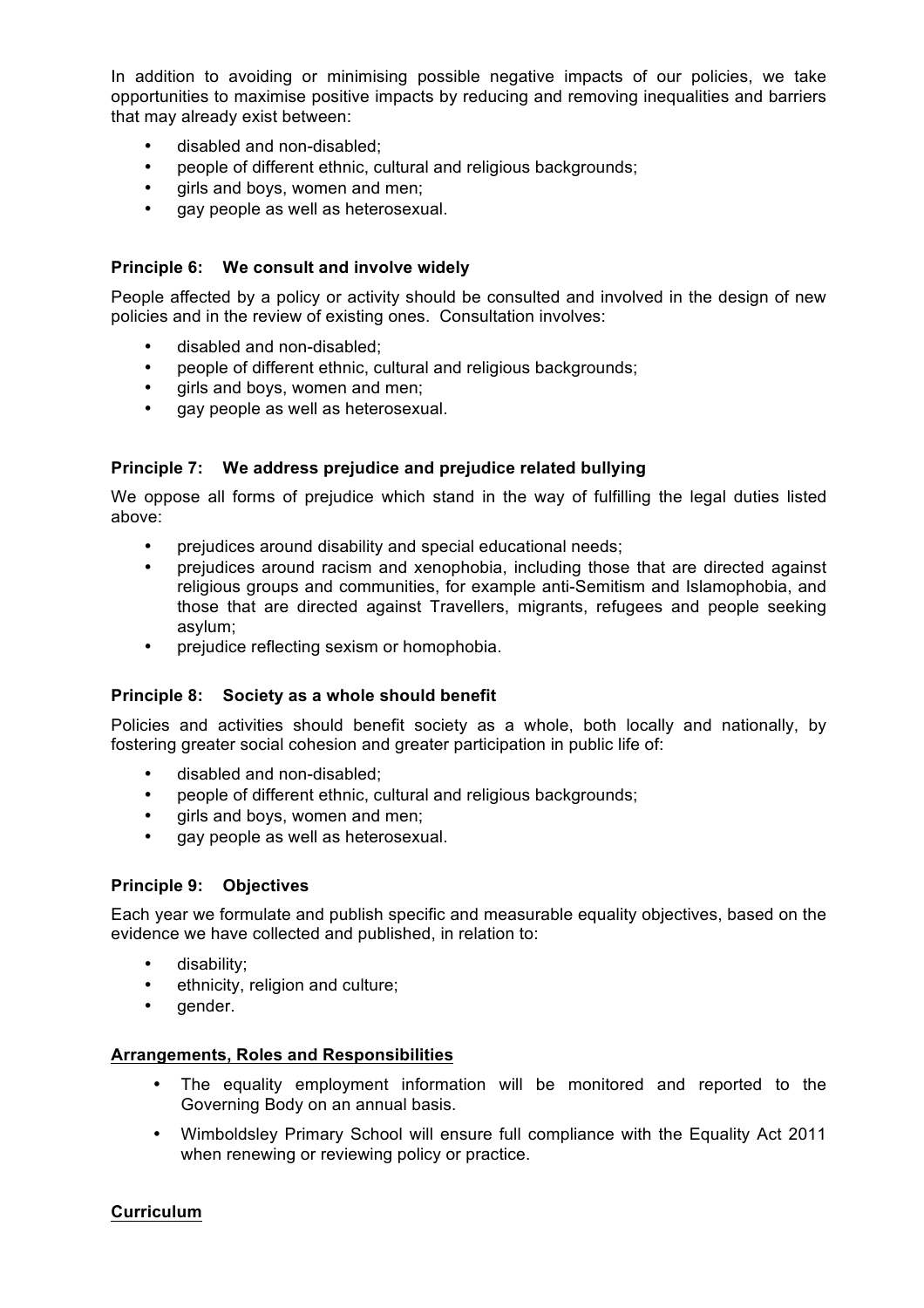In addition to avoiding or minimising possible negative impacts of our policies, we take opportunities to maximise positive impacts by reducing and removing inequalities and barriers that may already exist between:

- disabled and non-disabled;
- people of different ethnic, cultural and religious backgrounds;
- girls and boys, women and men;
- gay people as well as heterosexual.

**Principle 6: We consult and involve widely**

People affected by a policy or activity should be consulted and involved in the design of new policies and in the review of existing ones. Consultation involves:

- disabled and non-disabled;
- people of different ethnic, cultural and religious backgrounds;
- girls and boys, women and men;
- gay people as well as heterosexual.

**Principle 7: We address prejudice and prejudice related bullying**

We oppose all forms of prejudice which stand in the way of fulfilling the legal duties listed above:

- prejudices around disability and special educational needs;
- prejudices around racism and xenophobia, including those that are directed against religious groups and communities, for example anti-Semitism and Islamophobia, and those that are directed against Travellers, migrants, refugees and people seeking asylum;
- prejudice reflecting sexism or homophobia.

**Principle 8: Society as a whole should benefit**

Policies and activities should benefit society as a whole, both locally and nationally, by fostering greater social cohesion and greater participation in public life of:

- disabled and non-disabled;
- people of different ethnic, cultural and religious backgrounds;
- girls and boys, women and men;
- gay people as well as heterosexual.

**Principle 9: Objectives**

Each year we formulate and publish specific and measurable equality objectives, based on the evidence we have collected and published, in relation to:

- disability;
- ethnicity, religion and culture;
- gender.

**Arrangements, Roles and Responsibilities**

- The equality employment information will be monitored and reported to the Governing Body on an annual basis.
- Wimboldsley Primary School will ensure full compliance with the Equality Act 2011 when renewing or reviewing policy or practice.

**Curriculum**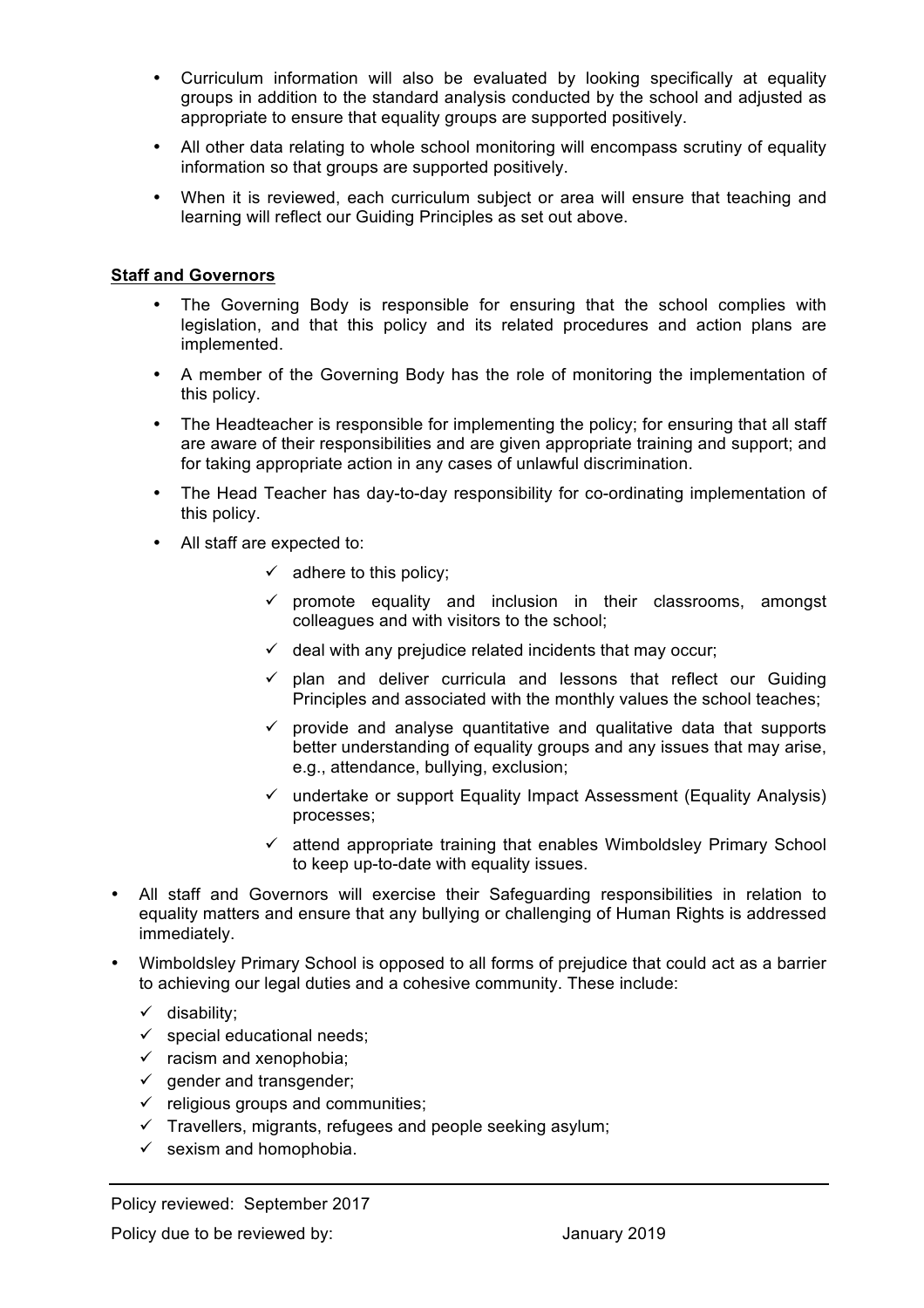- Curriculum information will also be evaluated by looking specifically at equality groups in addition to the standard analysis conducted by the school and adjusted as appropriate to ensure that equality groups are supported positively.
- All other data relating to whole school monitoring will encompass scrutiny of equality information so that groups are supported positively.
- When it is reviewed, each curriculum subject or area will ensure that teaching and learning will reflect our Guiding Principles as set out above.

**Staff and Governors**

- The Governing Body is responsible for ensuring that the school complies with legislation, and that this policy and its related procedures and action plans are implemented.
- A member of the Governing Body has the role of monitoring the implementation of this policy.
- The Headteacher is responsible for implementing the policy; for ensuring that all staff are aware of their responsibilities and are given appropriate training and support; and for taking appropriate action in any cases of unlawful discrimination.
- The Head Teacher has day-to-day responsibility for co-ordinating implementation of this policy.
- All staff are expected to:
  - ✓ adhere to this policy;
  - ✓ promote equality and inclusion in their classrooms, amongst colleagues and with visitors to the school;
  - ✓ deal with any prejudice related incidents that may occur;
  - ✓ plan and deliver curricula and lessons that reflect our Guiding Principles and associated with the monthly values the school teaches;
  - ✓ provide and analyse quantitative and qualitative data that supports better understanding of equality groups and any issues that may arise, e.g., attendance, bullying, exclusion;
  - ✓ undertake or support Equality Impact Assessment (Equality Analysis) processes;
  - ✓ attend appropriate training that enables Wimboldsley Primary School to keep up-to-date with equality issues.
- All staff and Governors will exercise their Safeguarding responsibilities in relation to equality matters and ensure that any bullying or challenging of Human Rights is addressed immediately.
- Wimboldsley Primary School is opposed to all forms of prejudice that could act as a barrier to achieving our legal duties and a cohesive community. These include:
  - ✓ disability;
  - ✓ special educational needs;
  - ✓ racism and xenophobia;
  - ✓ gender and transgender;
  - ✓ religious groups and communities;
  - ✓ Travellers, migrants, refugees and people seeking asylum;
  - ✓ sexism and homophobia.

---

Policy reviewed: September 2017

Policy due to be reviewed by: January 2019